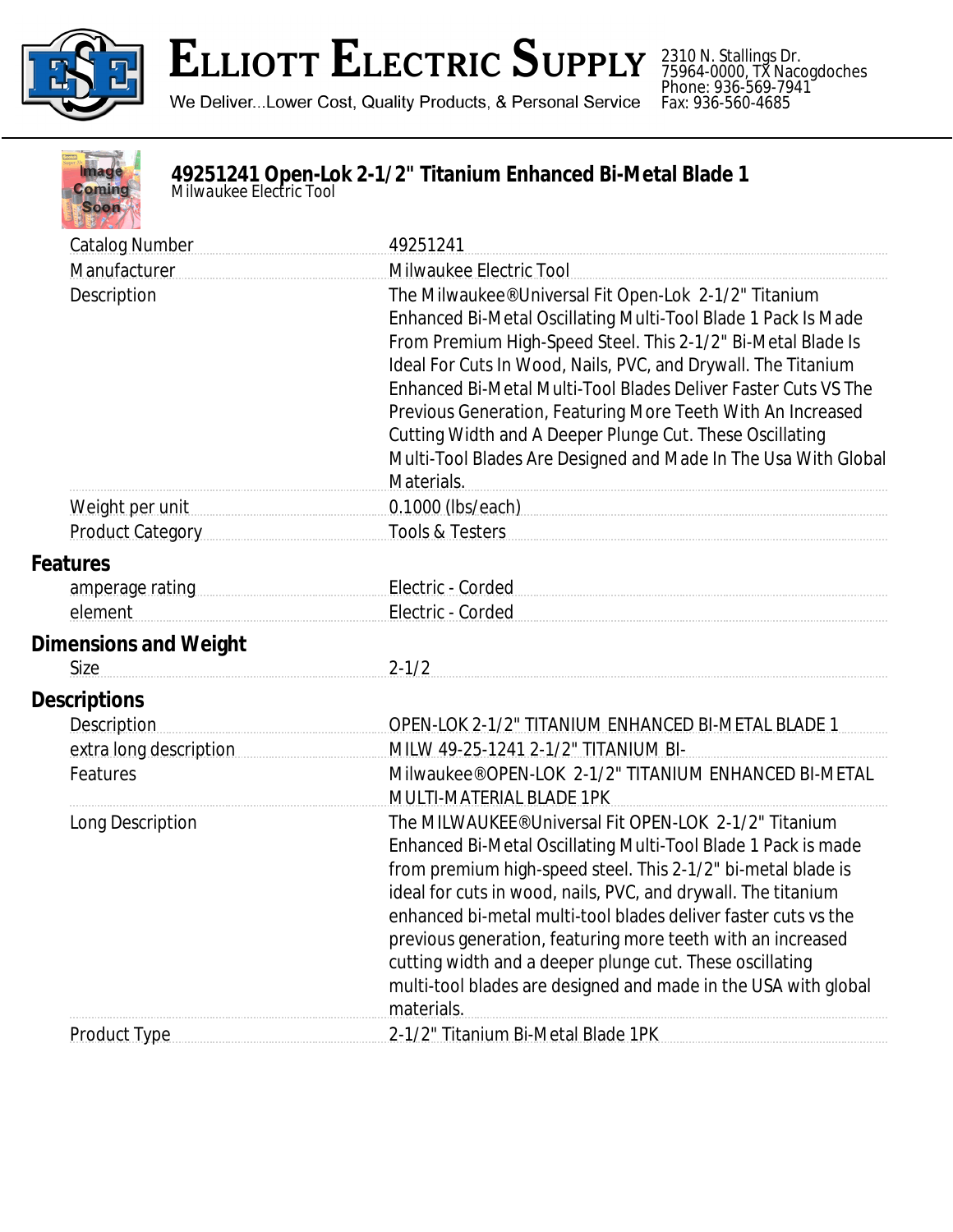# Elliott Electric Supply

We Deliver...Lower Cost, Quality Products, & Personal Service

2310 N. Stallings Dr.
75964-0000, TX Nacogdoches
Phone: 936-569-7941
Fax: 936-560-4685

## 49251241 Open-Lok 2-1/2" Titanium Enhanced Bi-Metal Blade 1

Milwaukee Electric Tool

| | |
|---|---|
| Catalog Number | 49251241 |
| Manufacturer | Milwaukee Electric Tool |
| Description | The Milwaukee®Universal Fit Open-Lok 2-1/2" Titanium Enhanced Bi-Metal Oscillating Multi-Tool Blade 1 Pack Is Made From Premium High-Speed Steel. This 2-1/2" Bi-Metal Blade Is Ideal For Cuts In Wood, Nails, PVC, and Drywall. The Titanium Enhanced Bi-Metal Multi-Tool Blades Deliver Faster Cuts VS The Previous Generation, Featuring More Teeth With An Increased Cutting Width and A Deeper Plunge Cut. These Oscillating Multi-Tool Blades Are Designed and Made In The Usa With Global Materials. |
| Weight per unit | 0.1000 (lbs/each) |
| Product Category | Tools & Testers |

### Features

| | |
|---|---|
| amperage rating | Electric - Corded |
| element | Electric - Corded |

### Dimensions and Weight

| | |
|---|---|
| Size | 2-1/2 |

### Descriptions

| | |
|---|---|
| Description | OPEN-LOK 2-1/2" TITANIUM ENHANCED BI-METAL BLADE 1 |
| extra long description | MILW 49-25-1241 2-1/2" TITANIUM BI- |
| Features | Milwaukee®OPEN-LOK 2-1/2" TITANIUM ENHANCED BI-METAL MULTI-MATERIAL BLADE 1PK |
| Long Description | The MILWAUKEE®Universal Fit OPEN-LOK 2-1/2" Titanium Enhanced Bi-Metal Oscillating Multi-Tool Blade 1 Pack is made from premium high-speed steel. This 2-1/2" bi-metal blade is ideal for cuts in wood, nails, PVC, and drywall. The titanium enhanced bi-metal multi-tool blades deliver faster cuts vs the previous generation, featuring more teeth with an increased cutting width and a deeper plunge cut. These oscillating multi-tool blades are designed and made in the USA with global materials. |
| Product Type | 2-1/2" Titanium Bi-Metal Blade 1PK |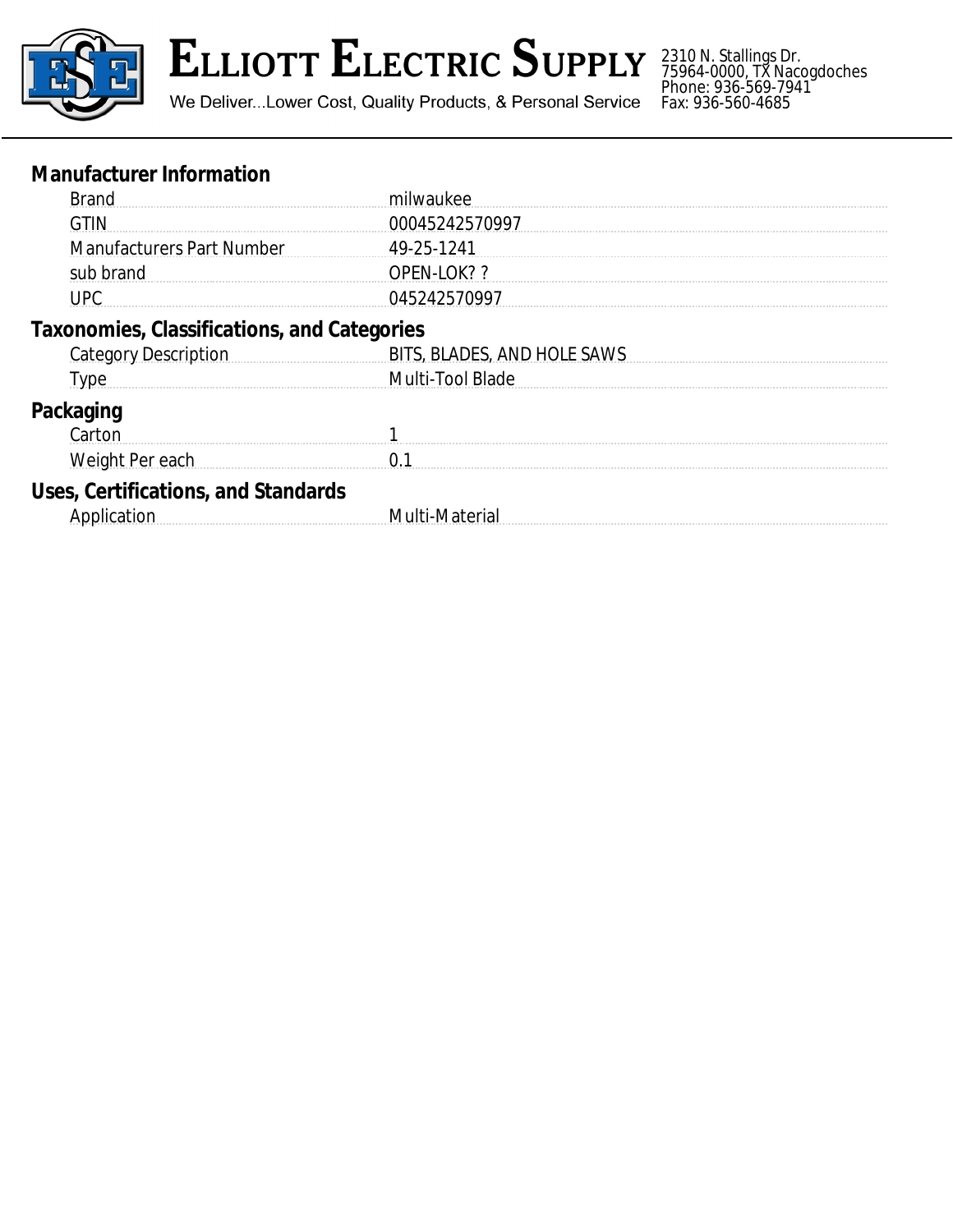# Elliott Electric Supply

We Deliver...Lower Cost, Quality Products, & Personal Service

2310 N. Stallings Dr.
75964-0000, TX Nacogdoches
Phone: 936-569-7941
Fax: 936-560-4685

## Manufacturer Information

| | |
|---|---|
| Brand | milwaukee |
| GTIN | 00045242570997 |
| Manufacturers Part Number | 49-25-1241 |
| sub brand | OPEN-LOK? ? |
| UPC | 045242570997 |

## Taxonomies, Classifications, and Categories

| | |
|---|---|
| Category Description | BITS, BLADES, AND HOLE SAWS |
| Type | Multi-Tool Blade |

## Packaging

| | |
|---|---|
| Carton | 1 |
| Weight Per each | 0.1 |

## Uses, Certifications, and Standards

| | |
|---|---|
| Application | Multi-Material |